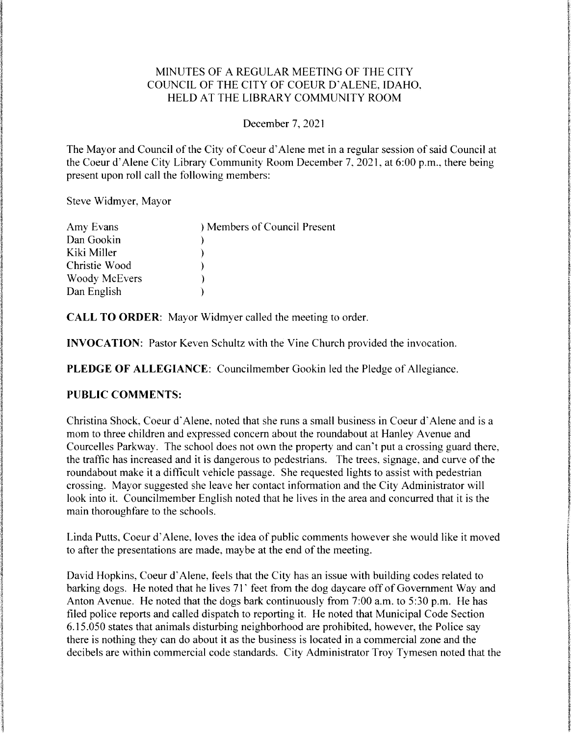# MINUTES OF A REGULAR MEETING OF THE CITY COUNCIL OF THE CITY OF COEUR D'ALENE, IDAHO, HELD AT THE LIBRARY COMMUNITY ROOM

December 7, 2021

The Mayor and Council of the City of Coeur d'Alene met in a regular session of said Council at the Coeur d'Alene City Library Community Room December 7, 2021, at 6:00 p.m., there being present upon roll call the following members:

Steve Widmyer, Mayor

| | |
|---|---|
| Amy Evans | ) Members of Council Present |
| Dan Gookin | ) |
| Kiki Miller | ) |
| Christie Wood | ) |
| Woody McEvers | ) |
| Dan English | ) |

**CALL TO ORDER**: Mayor Widmyer called the meeting to order.

**INVOCATION**: Pastor Keven Schultz with the Vine Church provided the invocation.

**PLEDGE OF ALLEGIANCE**: Councilmember Gookin led the Pledge of Allegiance.

**PUBLIC COMMENTS:**

Christina Shock, Coeur d'Alene, noted that she runs a small business in Coeur d'Alene and is a mom to three children and expressed concern about the roundabout at Hanley Avenue and Courcelles Parkway. The school does not own the property and can't put a crossing guard there, the traffic has increased and it is dangerous to pedestrians. The trees, signage, and curve of the roundabout make it a difficult vehicle passage. She requested lights to assist with pedestrian crossing. Mayor suggested she leave her contact information and the City Administrator will look into it. Councilmember English noted that he lives in the area and concurred that it is the main thoroughfare to the schools.

Linda Putts, Coeur d'Alene, loves the idea of public comments however she would like it moved to after the presentations are made, maybe at the end of the meeting.

David Hopkins, Coeur d'Alene, feels that the City has an issue with building codes related to barking dogs. He noted that he lives 71' feet from the dog daycare off of Government Way and Anton Avenue. He noted that the dogs bark continuously from 7:00 a.m. to 5:30 p.m. He has filed police reports and called dispatch to reporting it. He noted that Municipal Code Section 6.15.050 states that animals disturbing neighborhood are prohibited, however, the Police say there is nothing they can do about it as the business is located in a commercial zone and the decibels are within commercial code standards. City Administrator Troy Tymesen noted that the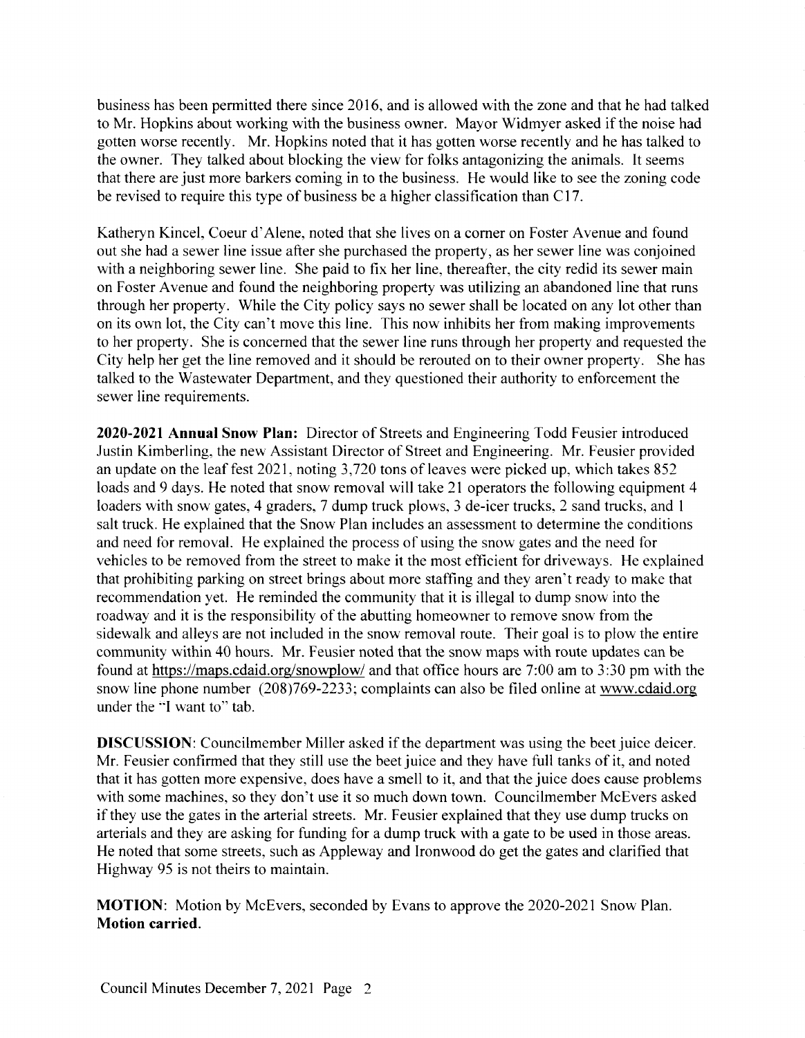business has been permitted there since 2016, and is allowed with the zone and that he had talked to Mr. Hopkins about working with the business owner. Mayor Widmyer asked if the noise had gotten worse recently. Mr. Hopkins noted that it has gotten worse recently and he has talked to the owner. They talked about blocking the view for folks antagonizing the animals. It seems that there are just more barkers coming in to the business. He would like to see the zoning code be revised to require this type of business be a higher classification than C17.

Katheryn Kincel, Coeur d'Alene, noted that she lives on a corner on Foster Avenue and found out she had a sewer line issue after she purchased the property, as her sewer line was conjoined with a neighboring sewer line. She paid to fix her line, thereafter, the city redid its sewer main on Foster Avenue and found the neighboring property was utilizing an abandoned line that runs through her property. While the City policy says no sewer shall be located on any lot other than on its own lot, the City can't move this line. This now inhibits her from making improvements to her property. She is concerned that the sewer line runs through her property and requested the City help her get the line removed and it should be rerouted on to their owner property. She has talked to the Wastewater Department, and they questioned their authority to enforcement the sewer line requirements.

**2020-2021 Annual Snow Plan:** Director of Streets and Engineering Todd Feusier introduced Justin Kimberling, the new Assistant Director of Street and Engineering. Mr. Feusier provided an update on the leaf fest 2021, noting 3,720 tons of leaves were picked up, which takes 852 loads and 9 days. He noted that snow removal will take 21 operators the following equipment 4 loaders with snow gates, 4 graders, 7 dump truck plows, 3 de-icer trucks, 2 sand trucks, and 1 salt truck. He explained that the Snow Plan includes an assessment to determine the conditions and need for removal. He explained the process of using the snow gates and the need for vehicles to be removed from the street to make it the most efficient for driveways. He explained that prohibiting parking on street brings about more staffing and they aren't ready to make that recommendation yet. He reminded the community that it is illegal to dump snow into the roadway and it is the responsibility of the abutting homeowner to remove snow from the sidewalk and alleys are not included in the snow removal route. Their goal is to plow the entire community within 40 hours. Mr. Feusier noted that the snow maps with route updates can be found at https://maps.cdaid.org/snowplow/ and that office hours are 7:00 am to 3:30 pm with the snow line phone number (208)769-2233; complaints can also be filed online at www.cdaid.org under the "I want to" tab.

**DISCUSSION**: Councilmember Miller asked if the department was using the beet juice deicer. Mr. Feusier confirmed that they still use the beet juice and they have full tanks of it, and noted that it has gotten more expensive, does have a smell to it, and that the juice does cause problems with some machines, so they don't use it so much down town. Councilmember McEvers asked if they use the gates in the arterial streets. Mr. Feusier explained that they use dump trucks on arterials and they are asking for funding for a dump truck with a gate to be used in those areas. He noted that some streets, such as Appleway and Ironwood do get the gates and clarified that Highway 95 is not theirs to maintain.

**MOTION**: Motion by McEvers, seconded by Evans to approve the 2020-2021 Snow Plan. **Motion carried.**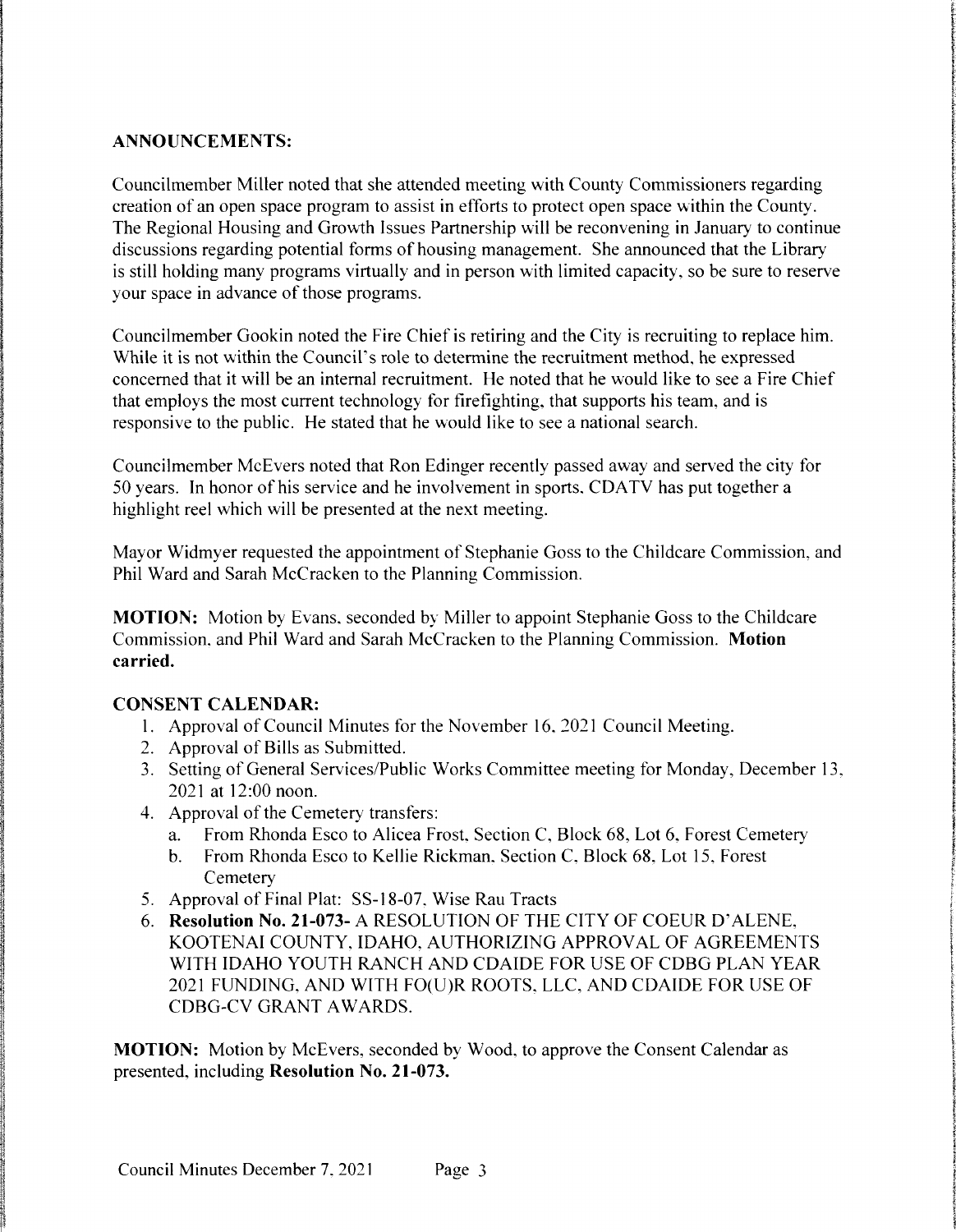**ANNOUNCEMENTS:**

Councilmember Miller noted that she attended meeting with County Commissioners regarding creation of an open space program to assist in efforts to protect open space within the County. The Regional Housing and Growth Issues Partnership will be reconvening in January to continue discussions regarding potential forms of housing management. She announced that the Library is still holding many programs virtually and in person with limited capacity, so be sure to reserve your space in advance of those programs.

Councilmember Gookin noted the Fire Chief is retiring and the City is recruiting to replace him. While it is not within the Council's role to determine the recruitment method, he expressed concerned that it will be an internal recruitment. He noted that he would like to see a Fire Chief that employs the most current technology for firefighting, that supports his team, and is responsive to the public. He stated that he would like to see a national search.

Councilmember McEvers noted that Ron Edinger recently passed away and served the city for 50 years. In honor of his service and he involvement in sports, CDATV has put together a highlight reel which will be presented at the next meeting.

Mayor Widmyer requested the appointment of Stephanie Goss to the Childcare Commission, and Phil Ward and Sarah McCracken to the Planning Commission.

**MOTION:** Motion by Evans, seconded by Miller to appoint Stephanie Goss to the Childcare Commission, and Phil Ward and Sarah McCracken to the Planning Commission. **Motion carried.**

**CONSENT CALENDAR:**

1. Approval of Council Minutes for the November 16, 2021 Council Meeting.
2. Approval of Bills as Submitted.
3. Setting of General Services/Public Works Committee meeting for Monday, December 13, 2021 at 12:00 noon.
4. Approval of the Cemetery transfers:
   a. From Rhonda Esco to Alicea Frost, Section C, Block 68, Lot 6, Forest Cemetery
   b. From Rhonda Esco to Kellie Rickman, Section C, Block 68, Lot 15, Forest Cemetery
5. Approval of Final Plat: SS-18-07, Wise Rau Tracts
6. **Resolution No. 21-073-** A RESOLUTION OF THE CITY OF COEUR D'ALENE, KOOTENAI COUNTY, IDAHO, AUTHORIZING APPROVAL OF AGREEMENTS WITH IDAHO YOUTH RANCH AND CDAIDE FOR USE OF CDBG PLAN YEAR 2021 FUNDING, AND WITH FO(U)R ROOTS, LLC, AND CDAIDE FOR USE OF CDBG-CV GRANT AWARDS.

**MOTION:** Motion by McEvers, seconded by Wood, to approve the Consent Calendar as presented, including **Resolution No. 21-073.**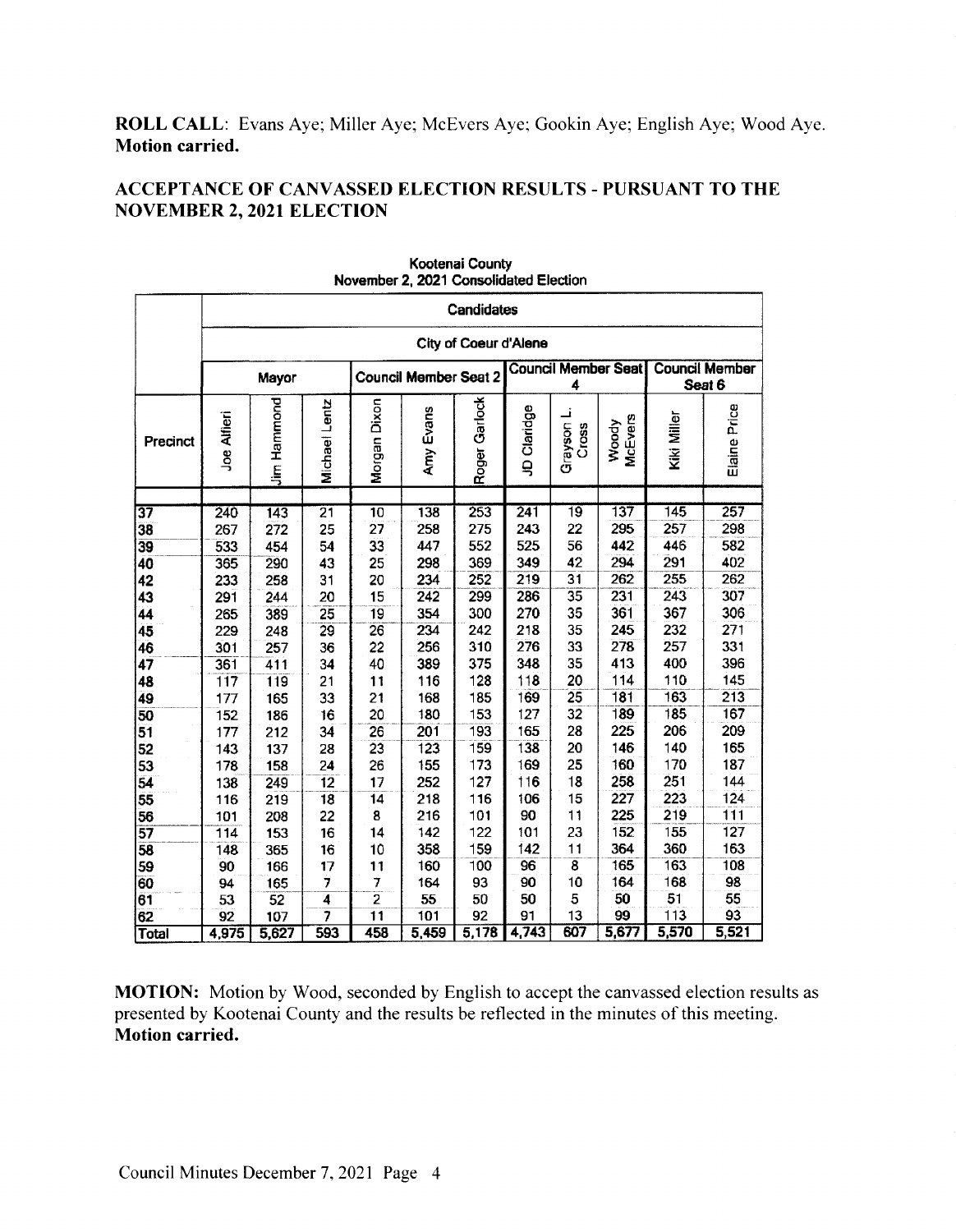**ROLL CALL**: Evans Aye; Miller Aye; McEvers Aye; Gookin Aye; English Aye; Wood Aye. **Motion carried.**

## ACCEPTANCE OF CANVASSED ELECTION RESULTS - PURSUANT TO THE NOVEMBER 2, 2021 ELECTION

**Kootenai County**
**November 2, 2021 Consolidated Election**

| | Candidates | | | | | | | | | | |
|---|---|---|---|---|---|---|---|---|---|---|---|
| | City of Coeur d'Alene | | | | | | | | | | |
| | Mayor | | | Council Member Seat 2 | | | Council Member Seat 4 | | | Council Member Seat 6 | |
| Precinct | Joe Alfieri | Jim Hammond | Michael Lentz | Morgan Dixon | Amy Evans | Roger Garlock | JD Claridge | Grayson L. Cross | Woody McEvers | Kiki Miller | Elaine Price |
| 37 | 240 | 143 | 21 | 10 | 138 | 253 | 241 | 19 | 137 | 145 | 257 |
| 38 | 267 | 272 | 25 | 27 | 258 | 275 | 243 | 22 | 295 | 257 | 298 |
| 39 | 533 | 454 | 54 | 33 | 447 | 552 | 525 | 56 | 442 | 446 | 582 |
| 40 | 365 | 290 | 43 | 25 | 298 | 369 | 349 | 42 | 294 | 291 | 402 |
| 42 | 233 | 258 | 31 | 20 | 234 | 252 | 219 | 31 | 262 | 255 | 262 |
| 43 | 291 | 244 | 20 | 15 | 242 | 299 | 286 | 35 | 231 | 243 | 307 |
| 44 | 265 | 389 | 25 | 19 | 354 | 300 | 270 | 35 | 361 | 367 | 306 |
| 45 | 229 | 248 | 29 | 26 | 234 | 242 | 218 | 35 | 245 | 232 | 271 |
| 46 | 301 | 257 | 36 | 22 | 256 | 310 | 276 | 33 | 278 | 257 | 331 |
| 47 | 361 | 411 | 34 | 40 | 389 | 375 | 348 | 35 | 413 | 400 | 396 |
| 48 | 117 | 119 | 21 | 11 | 116 | 128 | 118 | 20 | 114 | 110 | 145 |
| 49 | 177 | 165 | 33 | 21 | 168 | 185 | 169 | 25 | 181 | 163 | 213 |
| 50 | 152 | 186 | 16 | 20 | 180 | 153 | 127 | 32 | 189 | 185 | 167 |
| 51 | 177 | 212 | 34 | 26 | 201 | 193 | 165 | 28 | 225 | 206 | 209 |
| 52 | 143 | 137 | 28 | 23 | 123 | 159 | 138 | 20 | 146 | 140 | 165 |
| 53 | 178 | 158 | 24 | 26 | 155 | 173 | 169 | 25 | 160 | 170 | 187 |
| 54 | 138 | 249 | 12 | 17 | 252 | 127 | 116 | 18 | 258 | 251 | 144 |
| 55 | 116 | 219 | 18 | 14 | 218 | 116 | 106 | 15 | 227 | 223 | 124 |
| 56 | 101 | 208 | 22 | 8 | 216 | 101 | 90 | 11 | 225 | 219 | 111 |
| 57 | 114 | 153 | 16 | 14 | 142 | 122 | 101 | 23 | 152 | 155 | 127 |
| 58 | 148 | 365 | 16 | 10 | 358 | 159 | 142 | 11 | 364 | 360 | 163 |
| 59 | 90 | 166 | 17 | 11 | 160 | 100 | 96 | 8 | 165 | 163 | 108 |
| 60 | 94 | 165 | 7 | 7 | 164 | 93 | 90 | 10 | 164 | 168 | 98 |
| 61 | 53 | 52 | 4 | 2 | 55 | 50 | 50 | 5 | 50 | 51 | 55 |
| 62 | 92 | 107 | 7 | 11 | 101 | 92 | 91 | 13 | 99 | 113 | 93 |
| Total | 4,975 | 5,627 | 593 | 458 | 5,459 | 5,178 | 4,743 | 607 | 5,677 | 5,570 | 5,521 |

**MOTION:** Motion by Wood, seconded by English to accept the canvassed election results as presented by Kootenai County and the results be reflected in the minutes of this meeting. **Motion carried.**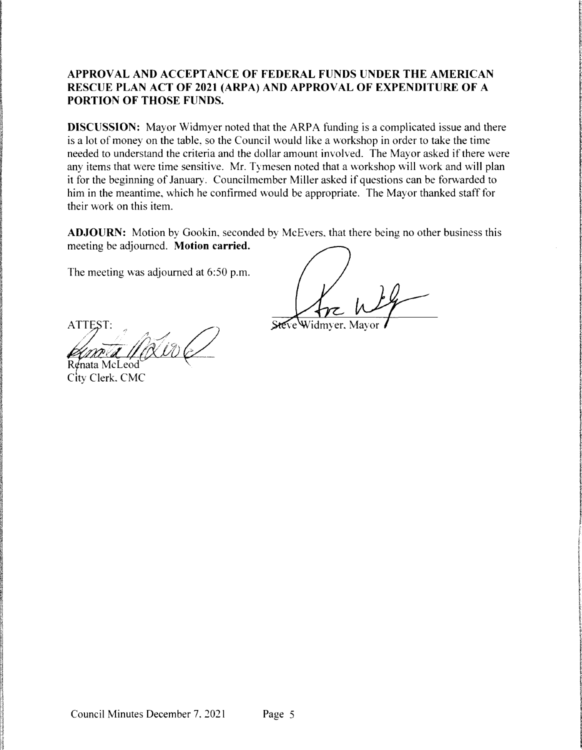**APPROVAL AND ACCEPTANCE OF FEDERAL FUNDS UNDER THE AMERICAN RESCUE PLAN ACT OF 2021 (ARPA) AND APPROVAL OF EXPENDITURE OF A PORTION OF THOSE FUNDS.**

**DISCUSSION:** Mayor Widmyer noted that the ARPA funding is a complicated issue and there is a lot of money on the table, so the Council would like a workshop in order to take the time needed to understand the criteria and the dollar amount involved. The Mayor asked if there were any items that were time sensitive. Mr. Tymesen noted that a workshop will work and will plan it for the beginning of January. Councilmember Miller asked if questions can be forwarded to him in the meantime, which he confirmed would be appropriate. The Mayor thanked staff for their work on this item.

**ADJOURN:** Motion by Gookin, seconded by McEvers, that there being no other business this meeting be adjourned. **Motion carried.**

The meeting was adjourned at 6:50 p.m.

Steve Widmyer, Mayor

ATTEST:

Renata McLeod
City Clerk, CMC